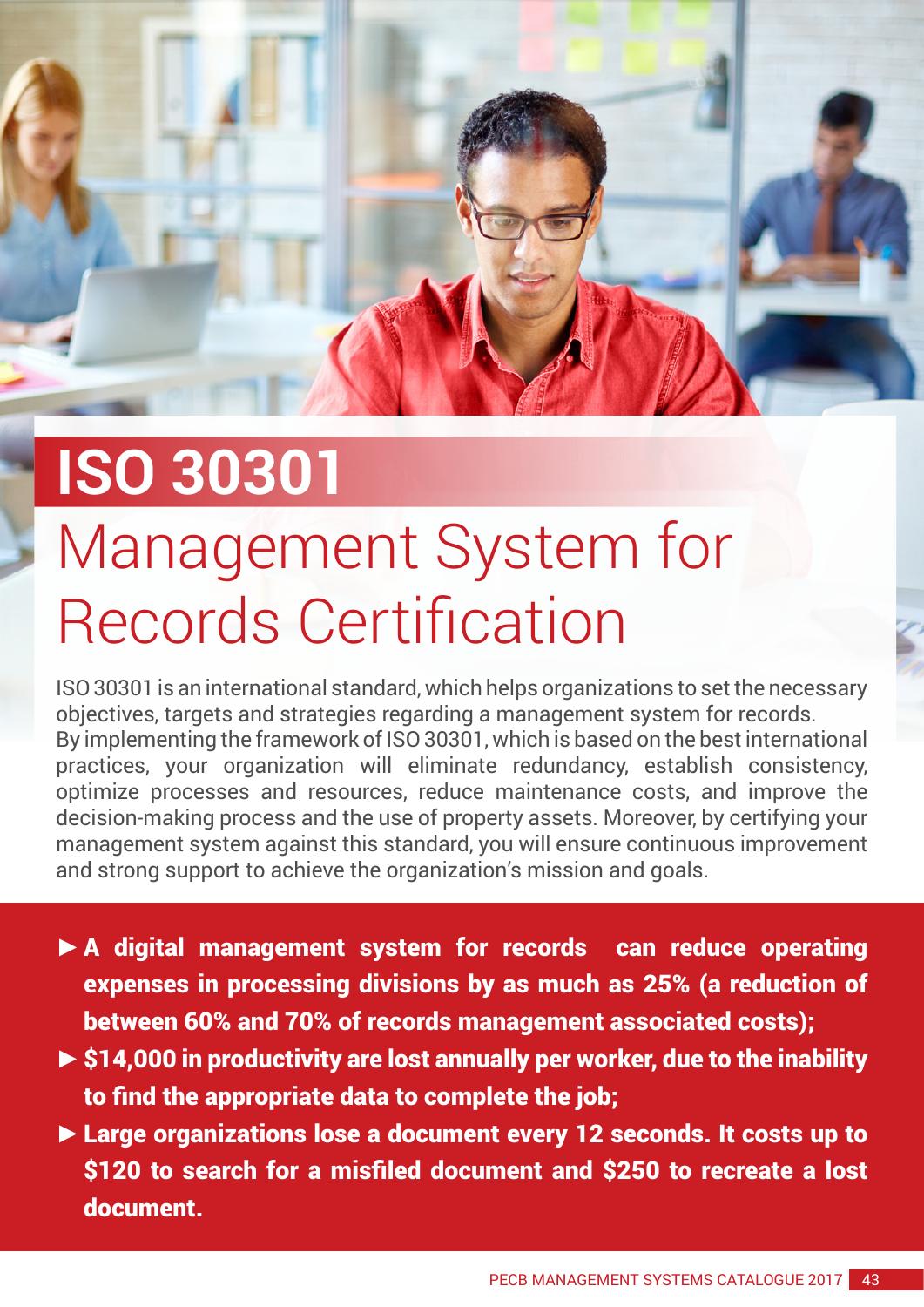# ISO 30301

## Management System for Records Certification

ISO 30301 is an international standard, which helps organizations to set the necessary objectives, targets and strategies regarding a management system for records. By implementing the framework of ISO 30301, which is based on the best international practices, your organization will eliminate redundancy, establish consistency, optimize processes and resources, reduce maintenance costs, and improve the decision-making process and the use of property assets. Moreover, by certifying your management system against this standard, you will ensure continuous improvement and strong support to achieve the organization's mission and goals.

- **A digital management system for records can reduce operating expenses in processing divisions by as much as 25% (a reduction of between 60% and 70% of records management associated costs);**
- **$14,000 in productivity are lost annually per worker, due to the inability to find the appropriate data to complete the job;**
- **Large organizations lose a document every 12 seconds. It costs up to $120 to search for a misfiled document and $250 to recreate a lost document.**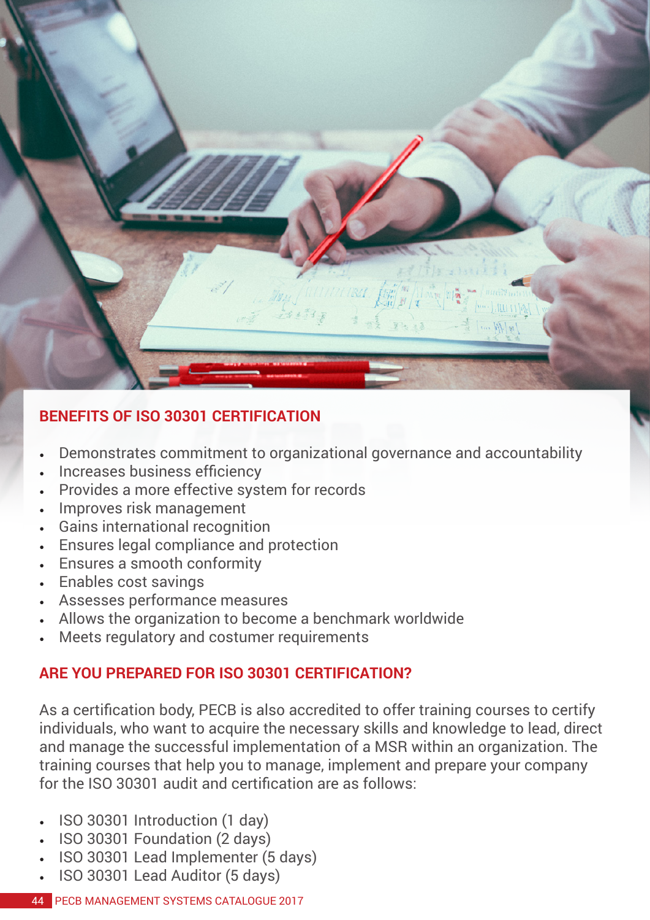## BENEFITS OF ISO 30301 CERTIFICATION

- Demonstrates commitment to organizational governance and accountability
- Increases business efficiency
- Provides a more effective system for records
- Improves risk management
- Gains international recognition
- Ensures legal compliance and protection
- Ensures a smooth conformity
- Enables cost savings
- Assesses performance measures
- Allows the organization to become a benchmark worldwide
- Meets regulatory and costumer requirements

## ARE YOU PREPARED FOR ISO 30301 CERTIFICATION?

As a certification body, PECB is also accredited to offer training courses to certify individuals, who want to acquire the necessary skills and knowledge to lead, direct and manage the successful implementation of a MSR within an organization. The training courses that help you to manage, implement and prepare your company for the ISO 30301 audit and certification are as follows:

- ISO 30301 Introduction (1 day)
- ISO 30301 Foundation (2 days)
- ISO 30301 Lead Implementer (5 days)
- ISO 30301 Lead Auditor (5 days)